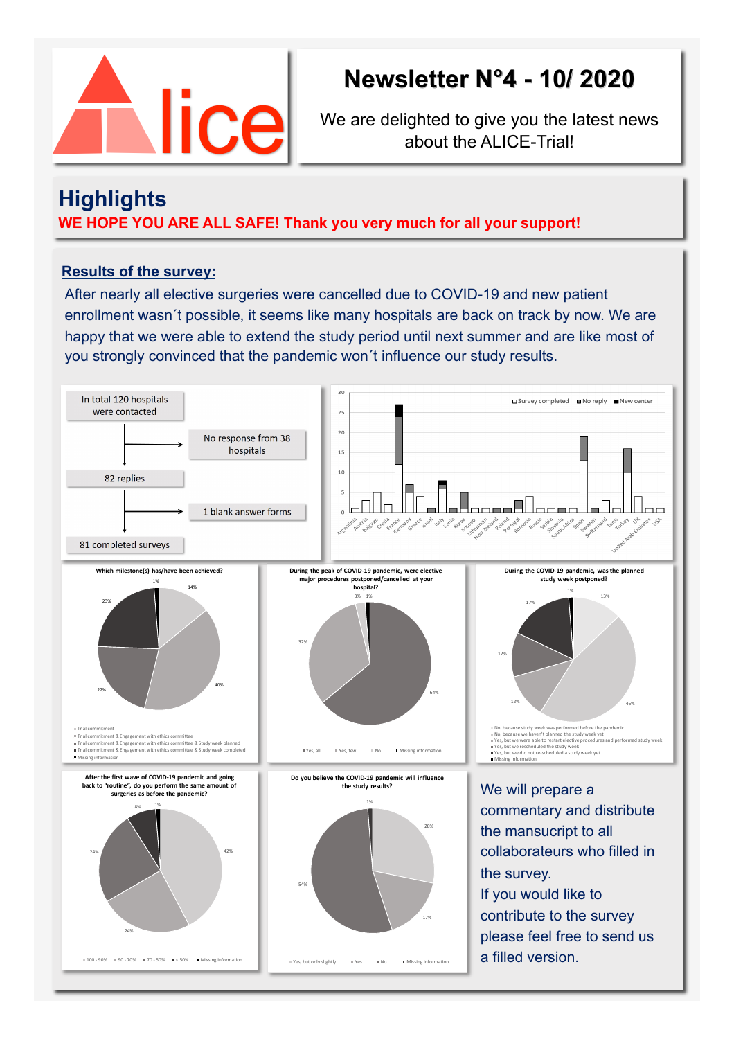# Newsletter N°4 - 10/ 2020

We are delighted to give you the latest news about the ALICE-Trial!

## Highlights

**WE HOPE YOU ARE ALL SAFE! Thank you very much for all your support!**

### Results of the survey:

After nearly all elective surgeries were cancelled due to COVID-19 and new patient enrollment wasn´t possible, it seems like many hospitals are back on track by now. We are happy that we were able to extend the study period until next summer and are like most of you strongly convinced that the pandemic won´t influence our study results.

In total 120 hospitals were contacted → No response from 38 hospitals

82 replies → 1 blank answer forms

81 completed surveys

**Which milestone(s) has/have been achieved?**

- Trial commitment: 14%
- Trial commitment & Engagement with ethics committee: 40%
- Trial commitment & Engagement with ethics committee & Study week planned: 22%
- Trial commitment & Engagement with ethics committee & Study week completed: 23%
- Missing information: 1%

**During the peak of COVID-19 pandemic, were elective major procedures postponed/cancelled at your hospital?**

- Yes, all: 64%
- Yes, few: 32%
- No: 3%
- Missing information: 1%

**During the peak of COVID-19 pandemic, was the planned study week postponed?**

- No, because study week was performed before the pandemic: 13%
- No, because we haven't planned the study week yet: 46%
- Yes, but we were able to restart elective procedures and performed study week: 12%
- Yes, but we rescheduled the study week: 12%
- Yes, but we did not re-scheduled a study week yet: 17%
- Missing information: 1%

**After the first wave of COVID-19 pandemic and going back to "routine", do you perform the same amount of surgeries as before the pandemic?**

- 100 - 90%: 42%
- 90 - 70%: 24%
- 70 - 50%: 24%
- < 50%: 8%
- Missing information: 1%

**Do you believe the COVID-19 pandemic will influence the study results?**

- Yes, but only slightly: 28%
- Yes: 17%
- No: 54%
- Missing information: 1%

We will prepare a commentary and distribute the manuscript to all collaborateurs who filled in the survey.

If you would like to contribute to the survey please feel free to send us a filled version.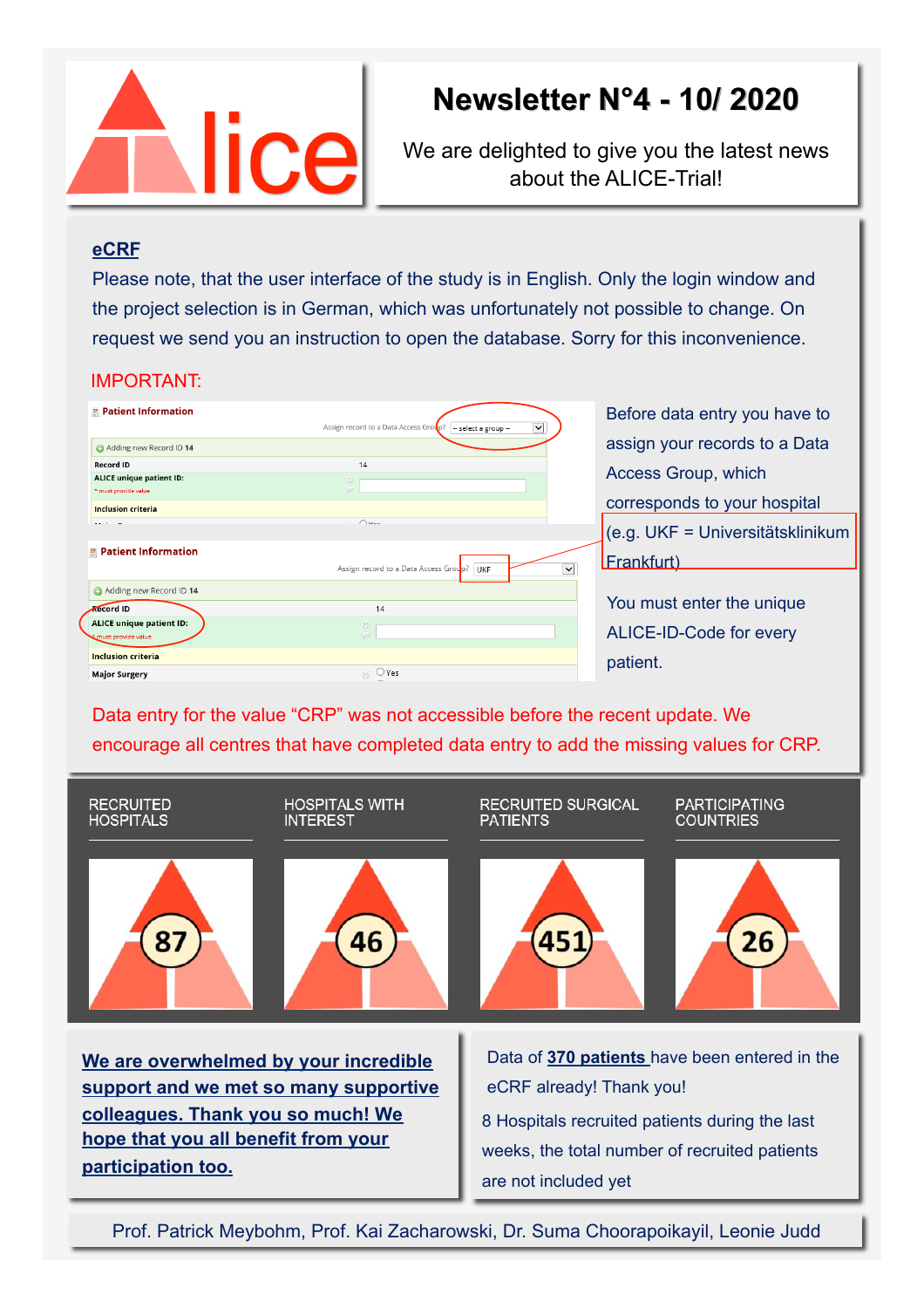# Newsletter N°4 - 10/ 2020

We are delighted to give you the latest news about the ALICE-Trial!

## eCRF

Please note, that the user interface of the study is in English. Only the login window and the project selection is in German, which was unfortunately not possible to change. On request we send you an instruction to open the database. Sorry for this inconvenience.

IMPORTANT:

Before data entry you have to assign your records to a Data Access Group, which corresponds to your hospital (e.g. UKF = Universitätsklinikum Frankfurt)

You must enter the unique ALICE-ID-Code for every patient.

Data entry for the value "CRP" was not accessible before the recent update. We encourage all centres that have completed data entry to add the missing values for CRP.

| RECRUITED HOSPITALS | HOSPITALS WITH INTEREST | RECRUITED SURGICAL PATIENTS | PARTICIPATING COUNTRIES |
|---|---|---|---|
| 87 | 46 | 451 | 26 |

**We are overwhelmed by your incredible support and we met so many supportive colleagues. Thank you so much! We hope that you all benefit from your participation too.**

Data of **370 patients** have been entered in the eCRF already! Thank you!

8 Hospitals recruited patients during the last weeks, the total number of recruited patients are not included yet

Prof. Patrick Meybohm, Prof. Kai Zacharowski, Dr. Suma Choorapoikayil, Leonie Judd